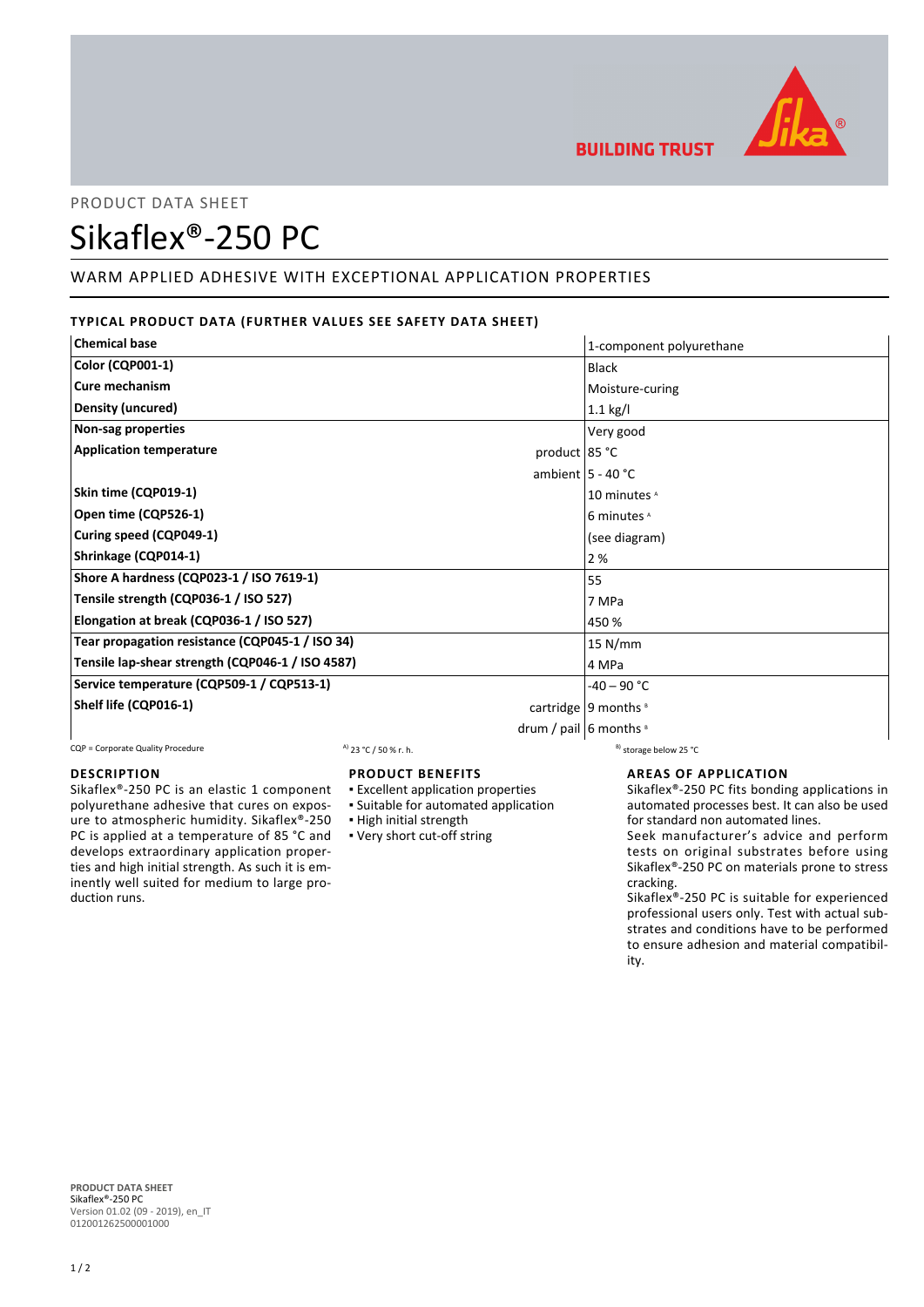PRODUCT DATA SHEET

# Sikaflex®-250 PC

## WARM APPLIED ADHESIVE WITH EXCEPTIONAL APPLICATION PROPERTIES

### TYPICAL PRODUCT DATA (FURTHER VALUES SEE SAFETY DATA SHEET)

| Property | | Value |
|---|---|---|
| **Chemical base** | | 1-component polyurethane |
| **Color (CQP001-1)** | | Black |
| **Cure mechanism** | | Moisture-curing |
| **Density (uncured)** | | 1.1 kg/l |
| **Non-sag properties** | | Very good |
| **Application temperature** | product | 85 °C |
| | ambient | 5 - 40 °C |
| **Skin time (CQP019-1)** | | 10 minutes [A] |
| **Open time (CQP526-1)** | | 6 minutes [A] |
| **Curing speed (CQP049-1)** | | (see diagram) |
| **Shrinkage (CQP014-1)** | | 2 % |
| **Shore A hardness (CQP023-1 / ISO 7619-1)** | | 55 |
| **Tensile strength (CQP036-1 / ISO 527)** | | 7 MPa |
| **Elongation at break (CQP036-1 / ISO 527)** | | 450 % |
| **Tear propagation resistance (CQP045-1 / ISO 34)** | | 15 N/mm |
| **Tensile lap-shear strength (CQP046-1 / ISO 4587)** | | 4 MPa |
| **Service temperature (CQP509-1 / CQP513-1)** | | -40 – 90 °C |
| **Shelf life (CQP016-1)** | cartridge | 9 months [B] |
| | drum / pail | 6 months [B] |

CQP = Corporate Quality Procedure    [A] 23 °C / 50 % r. h.    [B] storage below 25 °C

### DESCRIPTION

Sikaflex®-250 PC is an elastic 1 component polyurethane adhesive that cures on exposure to atmospheric humidity. Sikaflex®-250 PC is applied at a temperature of 85 °C and develops extraordinary application properties and high initial strength. As such it is eminently well suited for medium to large production runs.

### PRODUCT BENEFITS

- Excellent application properties
- Suitable for automated application
- High initial strength
- Very short cut-off string

### AREAS OF APPLICATION

Sikaflex®-250 PC fits bonding applications in automated processes best. It can also be used for standard non automated lines.

Seek manufacturer's advice and perform tests on original substrates before using Sikaflex®-250 PC on materials prone to stress cracking.

Sikaflex®-250 PC is suitable for experienced professional users only. Test with actual substrates and conditions have to be performed to ensure adhesion and material compatibility.

**PRODUCT DATA SHEET**
Sikaflex®-250 PC
Version 01.02 (09 - 2019), en_IT
012001262500001000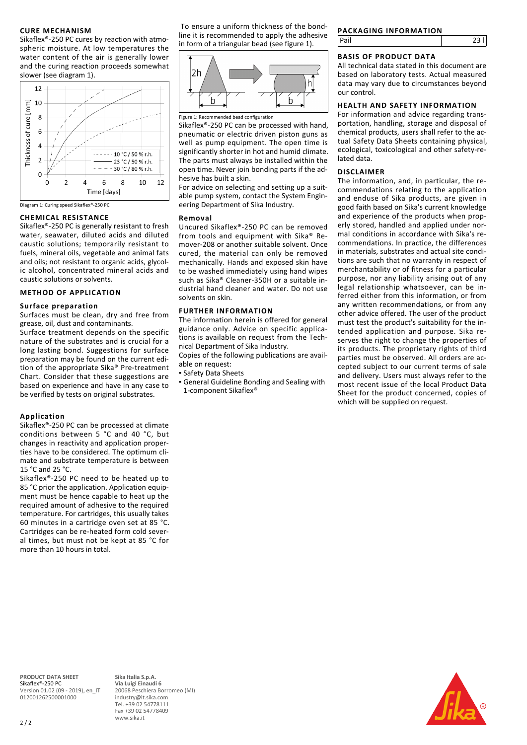## CURE MECHANISM

Sikaflex®-250 PC cures by reaction with atmospheric moisture. At low temperatures the water content of the air is generally lower and the curing reaction proceeds somewhat slower (see diagram 1).

Thickness of cure [mm]
12
10
8
6
4
2
0
0 2 4 6 8 10 12
Time [days]
10 °C / 50 % r.h.
23 °C / 50 % r.h.
30 °C / 80 % r.h.

Diagram 1: Curing speed Sikaflex®-250 PC

## CHEMICAL RESISTANCE

Sikaflex®-250 PC is generally resistant to fresh water, seawater, diluted acids and diluted caustic solutions; temporarily resistant to fuels, mineral oils, vegetable and animal fats and oils; not resistant to organic acids, glycolic alcohol, concentrated mineral acids and caustic solutions or solvents.

## METHOD OF APPLICATION

### Surface preparation

Surfaces must be clean, dry and free from grease, oil, dust and contaminants.

Surface treatment depends on the specific nature of the substrates and is crucial for a long lasting bond. Suggestions for surface preparation may be found on the current edition of the appropriate Sika® Pre-treatment Chart. Consider that these suggestions are based on experience and have in any case to be verified by tests on original substrates.

### Application

Sikaflex®-250 PC can be processed at climate conditions between 5 °C and 40 °C, but changes in reactivity and application properties have to be considered. The optimum climate and substrate temperature is between 15 °C and 25 °C.

Sikaflex®-250 PC need to be heated up to 85 °C prior the application. Application equipment must be hence capable to heat up the required amount of adhesive to the required temperature. For cartridges, this usually takes 60 minutes in a cartridge oven set at 85 °C. Cartridges can be re-heated form cold several times, but must not be kept at 85 °C for more than 10 hours in total.

To ensure a uniform thickness of the bondline it is recommended to apply the adhesive in form of a triangular bead (see figure 1).

2h
b
h
b

Figure 1: Recommended bead configuration

Sikaflex®-250 PC can be processed with hand, pneumatic or electric driven piston guns as well as pump equipment. The open time is significantly shorter in hot and humid climate. The parts must always be installed within the open time. Never join bonding parts if the adhesive has built a skin.

For advice on selecting and setting up a suitable pump system, contact the System Engineering Department of Sika Industry.

### Removal

Uncured Sikaflex®-250 PC can be removed from tools and equipment with Sika® Remover-208 or another suitable solvent. Once cured, the material can only be removed mechanically. Hands and exposed skin have to be washed immediately using hand wipes such as Sika® Cleaner-350H or a suitable industrial hand cleaner and water. Do not use solvents on skin.

## FURTHER INFORMATION

The information herein is offered for general guidance only. Advice on specific applications is available on request from the Technical Department of Sika Industry.

Copies of the following publications are available on request:

- Safety Data Sheets
- General Guideline Bonding and Sealing with 1-component Sikaflex®

## PACKAGING INFORMATION

| | |
|---|---|
| Pail | 23 l |

## BASIS OF PRODUCT DATA

All technical data stated in this document are based on laboratory tests. Actual measured data may vary due to circumstances beyond our control.

## HEALTH AND SAFETY INFORMATION

For information and advice regarding transportation, handling, storage and disposal of chemical products, users shall refer to the actual Safety Data Sheets containing physical, ecological, toxicological and other safety-related data.

## DISCLAIMER

The information, and, in particular, the recommendations relating to the application and enduse of Sika products, are given in good faith based on Sika's current knowledge and experience of the products when properly stored, handled and applied under normal conditions in accordance with Sika's recommendations. In practice, the differences in materials, substrates and actual site conditions are such that no warranty in respect of merchantability or of fitness for a particular purpose, nor any liability arising out of any legal relationship whatsoever, can be inferred either from this information, or from any written recommendations, or from any other advice offered. The user of the product must test the product's suitability for the intended application and purpose. Sika reserves the right to change the properties of its products. The proprietary rights of third parties must be observed. All orders are accepted subject to our current terms of sale and delivery. Users must always refer to the most recent issue of the local Product Data Sheet for the product concerned, copies of which will be supplied on request.

**PRODUCT DATA SHEET**
Sikaflex®-250 PC
Version 01.02 (09 - 2019), en_IT
012001262500001000

**Sika Italia S.p.A.**
**Via Luigi Einaudi 6**
20068 Peschiera Borromeo (MI)
industry@it.sika.com
Tel. +39 02 54778111
Fax +39 02 54778409
www.sika.it